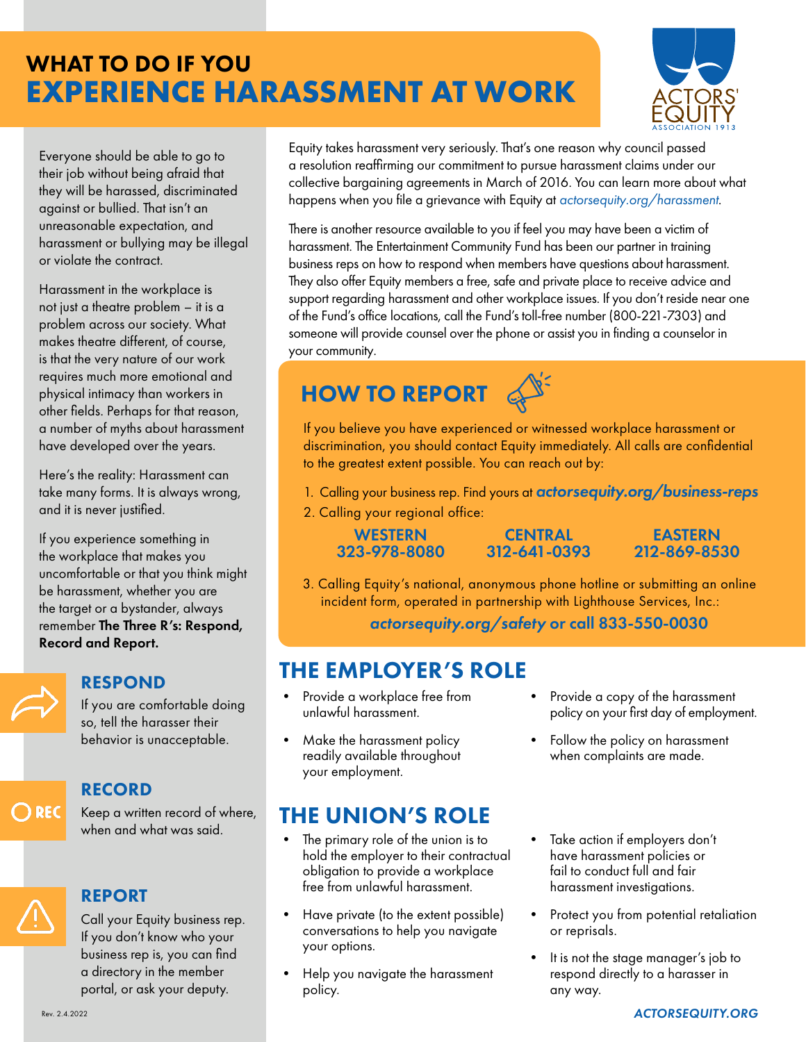# WHAT TO DO IF YOU EXPERIENCE HARASSMENT AT WORK

Everyone should be able to go to their job without being afraid that they will be harassed, discriminated against or bullied. That isn't an unreasonable expectation, and harassment or bullying may be illegal or violate the contract.

Harassment in the workplace is not just a theatre problem – it is a problem across our society. What makes theatre different, of course, is that the very nature of our work requires much more emotional and physical intimacy than workers in other fields. Perhaps for that reason, a number of myths about harassment have developed over the years.

Here's the reality: Harassment can take many forms. It is always wrong, and it is never justified.

If you experience something in the workplace that makes you uncomfortable or that you think might be harassment, whether you are the target or a bystander, always remember **The Three R's: Respond, Record and Report.**

### RESPOND

If you are comfortable doing so, tell the harasser their behavior is unacceptable.

### RECORD

Keep a written record of where, when and what was said.

### REPORT

Call your Equity business rep. If you don't know who your business rep is, you can find a directory in the member portal, or ask your deputy.

Equity takes harassment very seriously. That's one reason why council passed a resolution reaffirming our commitment to pursue harassment claims under our collective bargaining agreements in March of 2016. You can learn more about what happens when you file a grievance with Equity at *actorsequity.org/harassment*.

There is another resource available to you if feel you may have been a victim of harassment. The Entertainment Community Fund has been our partner in training business reps on how to respond when members have questions about harassment. They also offer Equity members a free, safe and private place to receive advice and support regarding harassment and other workplace issues. If you don't reside near one of the Fund's office locations, call the Fund's toll-free number (800-221-7303) and someone will provide counsel over the phone or assist you in finding a counselor in your community.

## HOW TO REPORT

If you believe you have experienced or witnessed workplace harassment or discrimination, you should contact Equity immediately. All calls are confidential to the greatest extent possible. You can reach out by:

1. Calling your business rep. Find yours at ***actorsequity.org/business-reps***
2. Calling your regional office:

   **WESTERN** 323-978-8080 | **CENTRAL** 312-641-0393 | **EASTERN** 212-869-8530

3. Calling Equity's national, anonymous phone hotline or submitting an online incident form, operated in partnership with Lighthouse Services, Inc.:

   ***actorsequity.org/safety* or call 833-550-0030**

## THE EMPLOYER'S ROLE

- Provide a workplace free from unlawful harassment.
- Make the harassment policy readily available throughout your employment.
- Provide a copy of the harassment policy on your first day of employment.
- Follow the policy on harassment when complaints are made.

## THE UNION'S ROLE

- The primary role of the union is to hold the employer to their contractual obligation to provide a workplace free from unlawful harassment.
- Have private (to the extent possible) conversations to help you navigate your options.
- Help you navigate the harassment policy.
- Take action if employers don't have harassment policies or fail to conduct full and fair harassment investigations.
- Protect you from potential retaliation or reprisals.
- It is not the stage manager's job to respond directly to a harasser in any way.

Rev. 2.4.2022

*ACTORSEQUITY.ORG*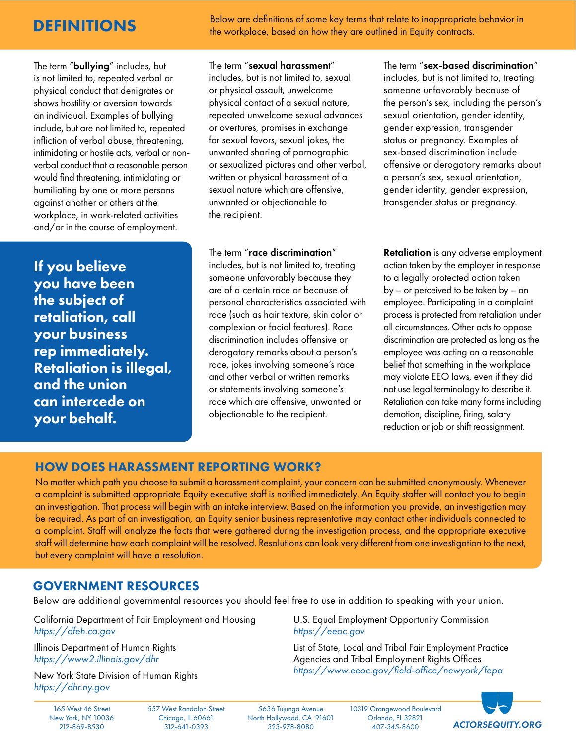## DEFINITIONS

Below are definitions of some key terms that relate to inappropriate behavior in the workplace, based on how they are outlined in Equity contracts.

The term "**bullying**" includes, but is not limited to, repeated verbal or physical conduct that denigrates or shows hostility or aversion towards an individual. Examples of bullying include, but are not limited to, repeated infliction of verbal abuse, threatening, intimidating or hostile acts, verbal or non-verbal conduct that a reasonable person would find threatening, intimidating or humiliating by one or more persons against another or others at the workplace, in work-related activities and/or in the course of employment.

The term "**sexual harassment**" includes, but is not limited to, sexual or physical assault, unwelcome physical contact of a sexual nature, repeated unwelcome sexual advances or overtures, promises in exchange for sexual favors, sexual jokes, the unwanted sharing of pornographic or sexualized pictures and other verbal, written or physical harassment of a sexual nature which are offensive, unwanted or objectionable to the recipient.

The term "**sex-based discrimination**" includes, but is not limited to, treating someone unfavorably because of the person's sex, including the person's sexual orientation, gender identity, gender expression, transgender status or pregnancy. Examples of sex-based discrimination include offensive or derogatory remarks about a person's sex, sexual orientation, gender identity, gender expression, transgender status or pregnancy.

**If you believe you have been the subject of retaliation, call your business rep immediately. Retaliation is illegal, and the union can intercede on your behalf.**

The term "**race discrimination**" includes, but is not limited to, treating someone unfavorably because they are of a certain race or because of personal characteristics associated with race (such as hair texture, skin color or complexion or facial features). Race discrimination includes offensive or derogatory remarks about a person's race, jokes involving someone's race and other verbal or written remarks or statements involving someone's race which are offensive, unwanted or objectionable to the recipient.

**Retaliation** is any adverse employment action taken by the employer in response to a legally protected action taken by – or perceived to be taken by – an employee. Participating in a complaint process is protected from retaliation under all circumstances. Other acts to oppose discrimination are protected as long as the employee was acting on a reasonable belief that something in the workplace may violate EEO laws, even if they did not use legal terminology to describe it. Retaliation can take many forms including demotion, discipline, firing, salary reduction or job or shift reassignment.

## HOW DOES HARASSMENT REPORTING WORK?

No matter which path you choose to submit a harassment complaint, your concern can be submitted anonymously. Whenever a complaint is submitted appropriate Equity executive staff is notified immediately. An Equity staffer will contact you to begin an investigation. That process will begin with an intake interview. Based on the information you provide, an investigation may be required. As part of an investigation, an Equity senior business representative may contact other individuals connected to a complaint. Staff will analyze the facts that were gathered during the investigation process, and the appropriate executive staff will determine how each complaint will be resolved. Resolutions can look very different from one investigation to the next, but every complaint will have a resolution.

## GOVERNMENT RESOURCES

Below are additional governmental resources you should feel free to use in addition to speaking with your union.

California Department of Fair Employment and Housing
*https://dfeh.ca.gov*

Illinois Department of Human Rights
*https://www2.illinois.gov/dhr*

New York State Division of Human Rights
*https://dhr.ny.gov*

U.S. Equal Employment Opportunity Commission
*https://eeoc.gov*

List of State, Local and Tribal Fair Employment Practice Agencies and Tribal Employment Rights Offices
*https://www.eeoc.gov/field-office/newyork/fepa*

165 West 46 Street
New York, NY 10036
212-869-8530

557 West Randolph Street
Chicago, IL 60661
312-641-0393

5636 Tujunga Avenue
North Hollywood, CA 91601
323-978-8080

10319 Orangewood Boulevard
Orlando, FL 32821
407-345-8600

ACTORSEQUITY.ORG